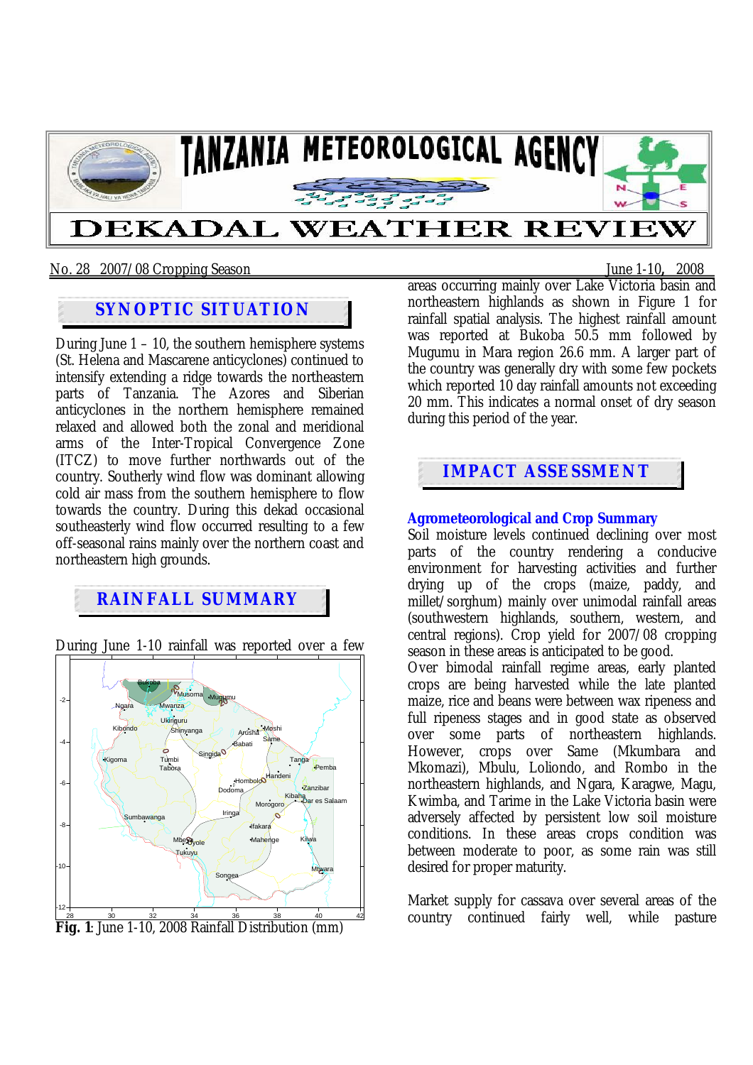# TANZANIA METEOROLOGICAL AGENCY

# DEKADAL WEATHER REVIEW

No. 28 2007/08 Cropping Season June 1-10, 2008

## SYNOPTIC SITUATION

During June 1 – 10, the southern hemisphere systems (St. Helena and Mascarene anticyclones) continued to intensify extending a ridge towards the northeastern parts of Tanzania. The Azores and Siberian anticyclones in the northern hemisphere remained relaxed and allowed both the zonal and meridional arms of the Inter-Tropical Convergence Zone (ITCZ) to move further northwards out of the country. Southerly wind flow was dominant allowing cold air mass from the southern hemisphere to flow towards the country. During this dekad occasional southeasterly wind flow occurred resulting to a few off-seasonal rains mainly over the northern coast and northeastern high grounds.

## RAINFALL SUMMARY

During June 1-10 rainfall was reported over a few areas occurring mainly over Lake Victoria basin and northeastern highlands as shown in Figure 1 for rainfall spatial analysis. The highest rainfall amount was reported at Bukoba 50.5 mm followed by Mugumu in Mara region 26.6 mm. A larger part of the country was generally dry with some few pockets which reported 10 day rainfall amounts not exceeding 20 mm. This indicates a normal onset of dry season during this period of the year.

**Fig. 1**: June 1-10, 2008 Rainfall Distribution (mm)

## IMPACT ASSESSMENT

### Agrometeorological and Crop Summary

Soil moisture levels continued declining over most parts of the country rendering a conducive environment for harvesting activities and further drying up of the crops (maize, paddy, and millet/sorghum) mainly over unimodal rainfall areas (southwestern highlands, southern, western, and central regions). Crop yield for 2007/08 cropping season in these areas is anticipated to be good.

Over bimodal rainfall regime areas, early planted crops are being harvested while the late planted maize, rice and beans were between wax ripeness and full ripeness stages and in good state as observed over some parts of northeastern highlands. However, crops over Same (Mkumbara and Mkomazi), Mbulu, Loliondo, and Rombo in the northeastern highlands, and Ngara, Karagwe, Magu, Kwimba, and Tarime in the Lake Victoria basin were adversely affected by persistent low soil moisture conditions. In these areas crops condition was between moderate to poor, as some rain was still desired for proper maturity.

Market supply for cassava over several areas of the country continued fairly well, while pasture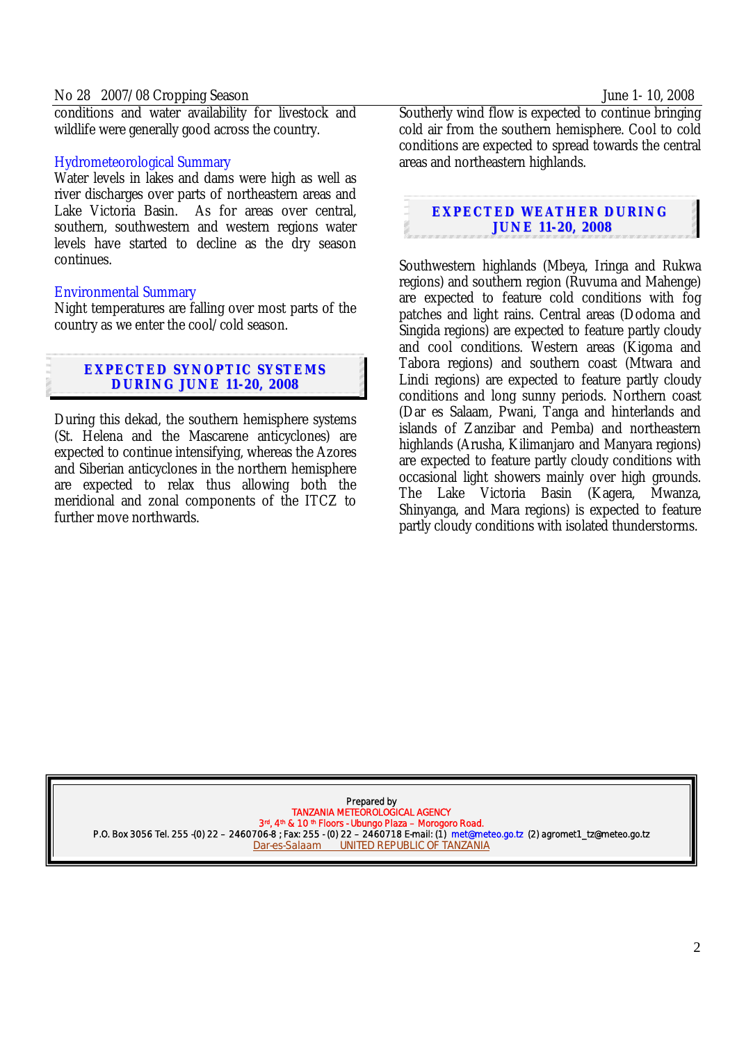conditions and water availability for livestock and wildlife were generally good across the country.

### Hydrometeorological Summary

Water levels in lakes and dams were high as well as river discharges over parts of northeastern areas and Lake Victoria Basin. As for areas over central, southern, southwestern and western regions water levels have started to decline as the dry season continues.

### Environmental Summary

Night temperatures are falling over most parts of the country as we enter the cool/cold season.

## EXPECTED SYNOPTIC SYSTEMS DURING JUNE 11-20, 2008

During this dekad, the southern hemisphere systems (St. Helena and the Mascarene anticyclones) are expected to continue intensifying, whereas the Azores and Siberian anticyclones in the northern hemisphere are expected to relax thus allowing both the meridional and zonal components of the ITCZ to further move northwards.

Southerly wind flow is expected to continue bringing cold air from the southern hemisphere. Cool to cold conditions are expected to spread towards the central areas and northeastern highlands.

## EXPECTED WEATHER DURING JUNE 11-20, 2008

Southwestern highlands (Mbeya, Iringa and Rukwa regions) and southern region (Ruvuma and Mahenge) are expected to feature cold conditions with fog patches and light rains. Central areas (Dodoma and Singida regions) are expected to feature partly cloudy and cool conditions. Western areas (Kigoma and Tabora regions) and southern coast (Mtwara and Lindi regions) are expected to feature partly cloudy conditions and long sunny periods. Northern coast (Dar es Salaam, Pwani, Tanga and hinterlands and islands of Zanzibar and Pemba) and northeastern highlands (Arusha, Kilimanjaro and Manyara regions) are expected to feature partly cloudy conditions with occasional light showers mainly over high grounds. The Lake Victoria Basin (Kagera, Mwanza, Shinyanga, and Mara regions) is expected to feature partly cloudy conditions with isolated thunderstorms.

Prepared by
TANZANIA METEOROLOGICAL AGENCY
3rd, 4th & 10th Floors - Ubungo Plaza – Morogoro Road.
P.O. Box 3056 Tel. 255 -(0) 22 – 2460706-8 ; Fax: 255 - (0) 22 – 2460718 E-mail: (1) met@meteo.go.tz (2) agromet1_tz@meteo.go.tz
Dar-es-Salaam UNITED REPUBLIC OF TANZANIA